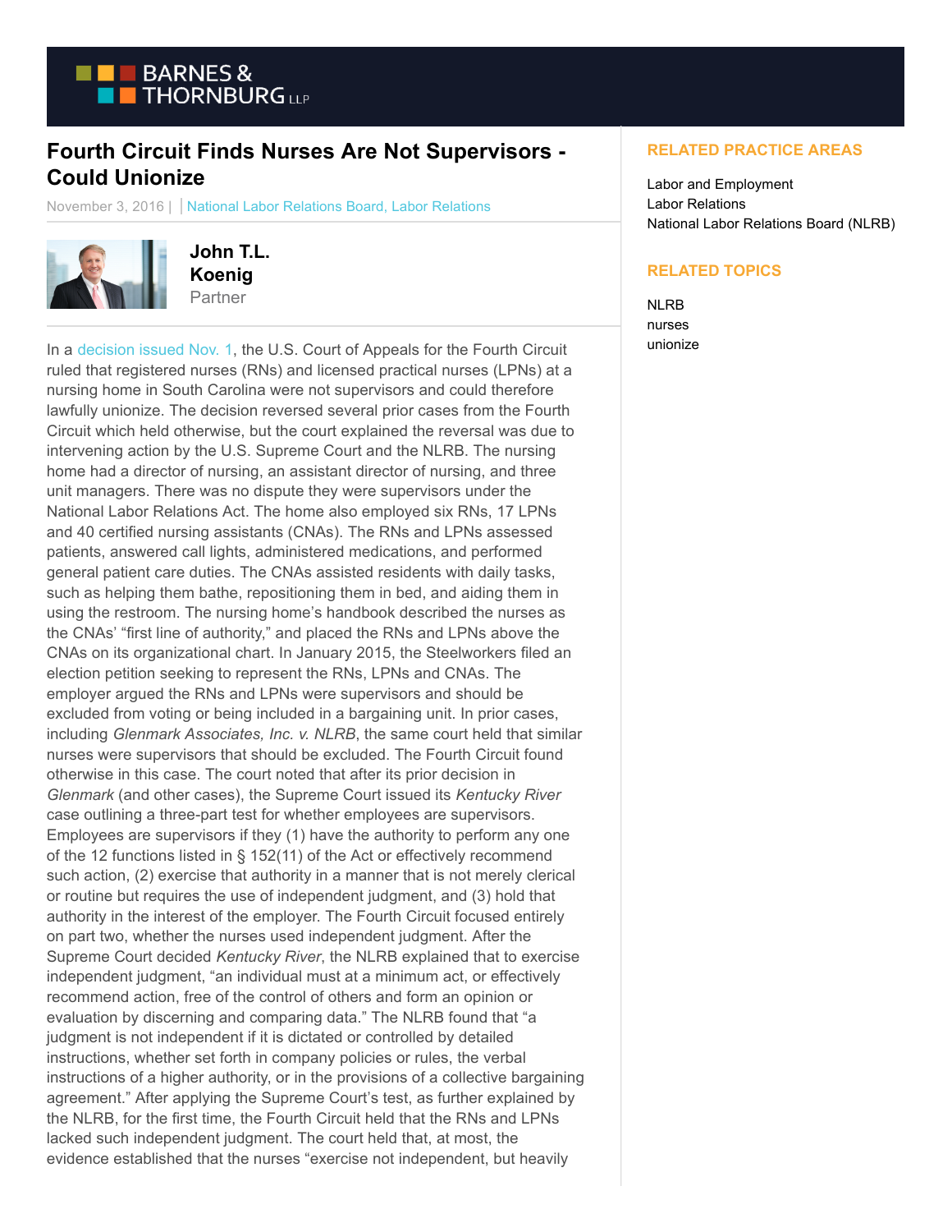BARNES & THORNBURG LLP

# Fourth Circuit Finds Nurses Are Not Supervisors - Could Unionize

November 3, 2016 | | National Labor Relations Board, Labor Relations

**John T.L. Koenig**
Partner

In a decision issued Nov. 1, the U.S. Court of Appeals for the Fourth Circuit ruled that registered nurses (RNs) and licensed practical nurses (LPNs) at a nursing home in South Carolina were not supervisors and could therefore lawfully unionize. The decision reversed several prior cases from the Fourth Circuit which held otherwise, but the court explained the reversal was due to intervening action by the U.S. Supreme Court and the NLRB. The nursing home had a director of nursing, an assistant director of nursing, and three unit managers. There was no dispute they were supervisors under the National Labor Relations Act. The home also employed six RNs, 17 LPNs and 40 certified nursing assistants (CNAs). The RNs and LPNs assessed patients, answered call lights, administered medications, and performed general patient care duties. The CNAs assisted residents with daily tasks, such as helping them bathe, repositioning them in bed, and aiding them in using the restroom. The nursing home's handbook described the nurses as the CNAs' "first line of authority," and placed the RNs and LPNs above the CNAs on its organizational chart. In January 2015, the Steelworkers filed an election petition seeking to represent the RNs, LPNs and CNAs. The employer argued the RNs and LPNs were supervisors and should be excluded from voting or being included in a bargaining unit. In prior cases, including *Glenmark Associates, Inc. v. NLRB*, the same court held that similar nurses were supervisors that should be excluded. The Fourth Circuit found otherwise in this case. The court noted that after its prior decision in *Glenmark* (and other cases), the Supreme Court issued its *Kentucky River* case outlining a three-part test for whether employees are supervisors. Employees are supervisors if they (1) have the authority to perform any one of the 12 functions listed in § 152(11) of the Act or effectively recommend such action, (2) exercise that authority in a manner that is not merely clerical or routine but requires the use of independent judgment, and (3) hold that authority in the interest of the employer. The Fourth Circuit focused entirely on part two, whether the nurses used independent judgment. After the Supreme Court decided *Kentucky River*, the NLRB explained that to exercise independent judgment, "an individual must at a minimum act, or effectively recommend action, free of the control of others and form an opinion or evaluation by discerning and comparing data." The NLRB found that "a judgment is not independent if it is dictated or controlled by detailed instructions, whether set forth in company policies or rules, the verbal instructions of a higher authority, or in the provisions of a collective bargaining agreement." After applying the Supreme Court's test, as further explained by the NLRB, for the first time, the Fourth Circuit held that the RNs and LPNs lacked such independent judgment. The court held that, at most, the evidence established that the nurses "exercise not independent, but heavily

## RELATED PRACTICE AREAS

Labor and Employment
Labor Relations
National Labor Relations Board (NLRB)

## RELATED TOPICS

NLRB
nurses
unionize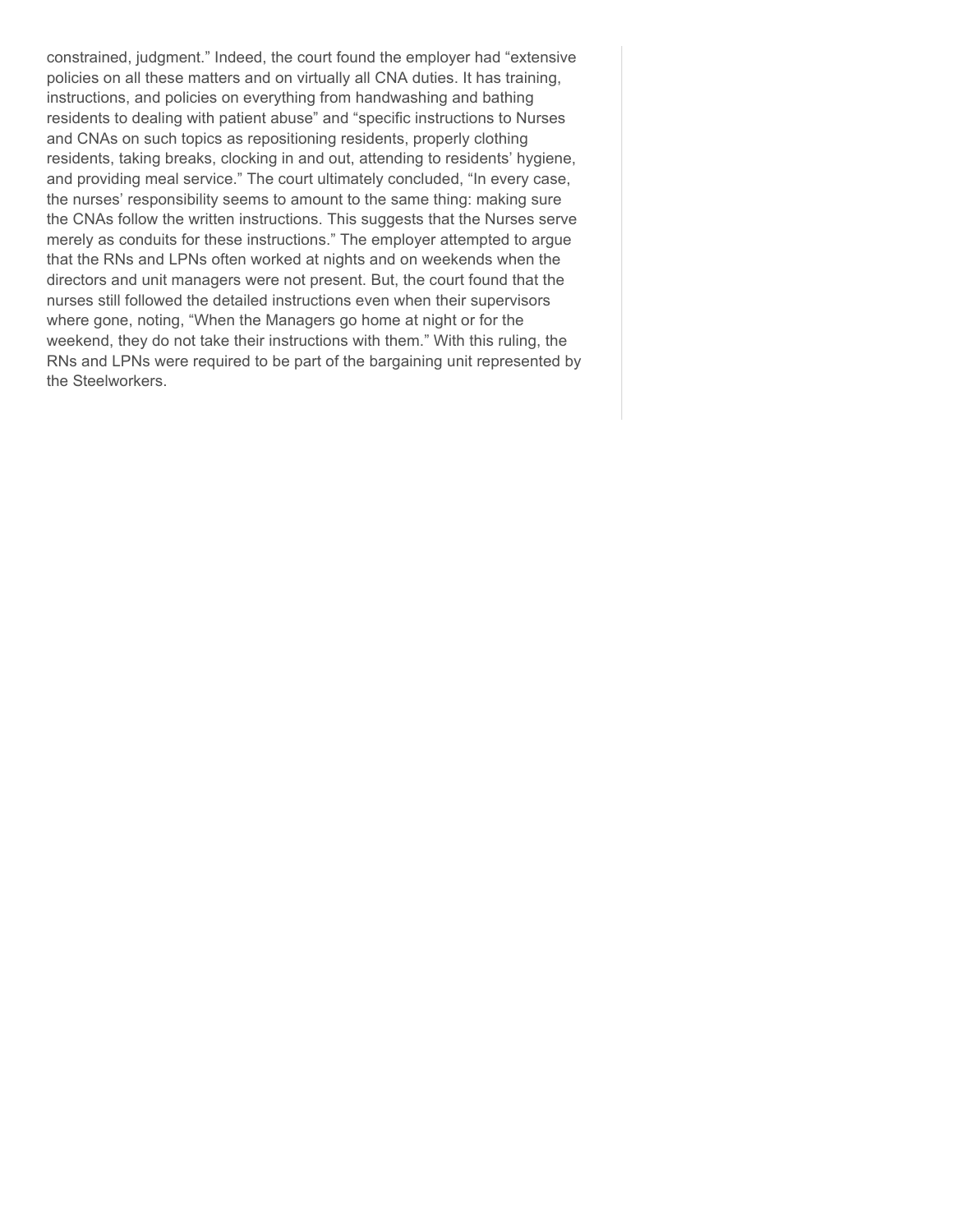constrained, judgment." Indeed, the court found the employer had "extensive policies on all these matters and on virtually all CNA duties. It has training, instructions, and policies on everything from handwashing and bathing residents to dealing with patient abuse" and "specific instructions to Nurses and CNAs on such topics as repositioning residents, properly clothing residents, taking breaks, clocking in and out, attending to residents' hygiene, and providing meal service." The court ultimately concluded, "In every case, the nurses' responsibility seems to amount to the same thing: making sure the CNAs follow the written instructions. This suggests that the Nurses serve merely as conduits for these instructions." The employer attempted to argue that the RNs and LPNs often worked at nights and on weekends when the directors and unit managers were not present. But, the court found that the nurses still followed the detailed instructions even when their supervisors where gone, noting, "When the Managers go home at night or for the weekend, they do not take their instructions with them." With this ruling, the RNs and LPNs were required to be part of the bargaining unit represented by the Steelworkers.